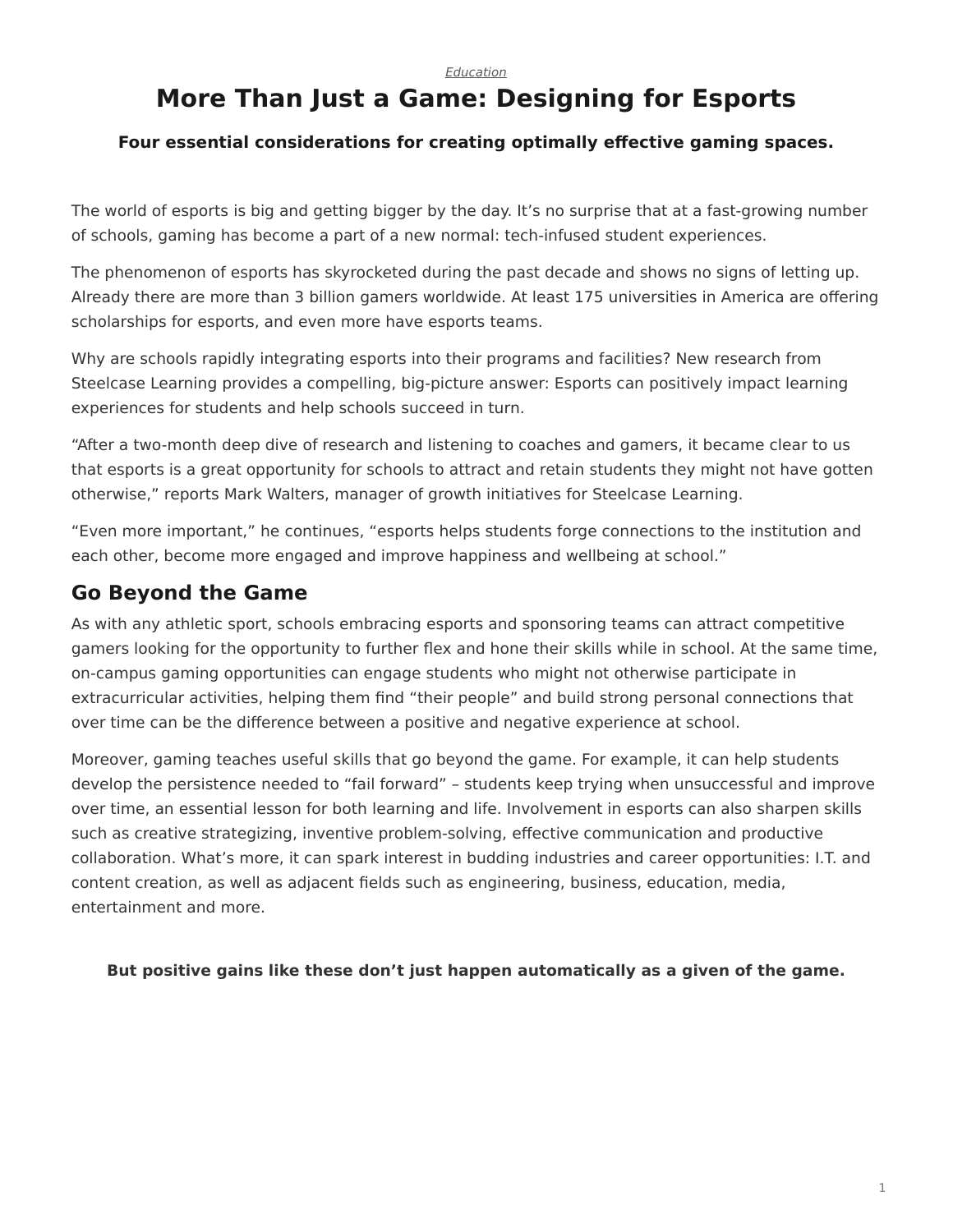*Education*

# More Than Just a Game: Designing for Esports

### Four essential considerations for creating optimally effective gaming spaces.

The world of esports is big and getting bigger by the day. It's no surprise that at a fast-growing number of schools, gaming has become a part of a new normal: tech-infused student experiences.

The phenomenon of esports has skyrocketed during the past decade and shows no signs of letting up. Already there are more than 3 billion gamers worldwide. At least 175 universities in America are offering scholarships for esports, and even more have esports teams.

Why are schools rapidly integrating esports into their programs and facilities? New research from Steelcase Learning provides a compelling, big-picture answer: Esports can positively impact learning experiences for students and help schools succeed in turn.

"After a two-month deep dive of research and listening to coaches and gamers, it became clear to us that esports is a great opportunity for schools to attract and retain students they might not have gotten otherwise," reports Mark Walters, manager of growth initiatives for Steelcase Learning.

"Even more important," he continues, "esports helps students forge connections to the institution and each other, become more engaged and improve happiness and wellbeing at school."

## Go Beyond the Game

As with any athletic sport, schools embracing esports and sponsoring teams can attract competitive gamers looking for the opportunity to further flex and hone their skills while in school. At the same time, on-campus gaming opportunities can engage students who might not otherwise participate in extracurricular activities, helping them find "their people" and build strong personal connections that over time can be the difference between a positive and negative experience at school.

Moreover, gaming teaches useful skills that go beyond the game. For example, it can help students develop the persistence needed to "fail forward" – students keep trying when unsuccessful and improve over time, an essential lesson for both learning and life. Involvement in esports can also sharpen skills such as creative strategizing, inventive problem-solving, effective communication and productive collaboration. What's more, it can spark interest in budding industries and career opportunities: I.T. and content creation, as well as adjacent fields such as engineering, business, education, media, entertainment and more.

**But positive gains like these don't just happen automatically as a given of the game.**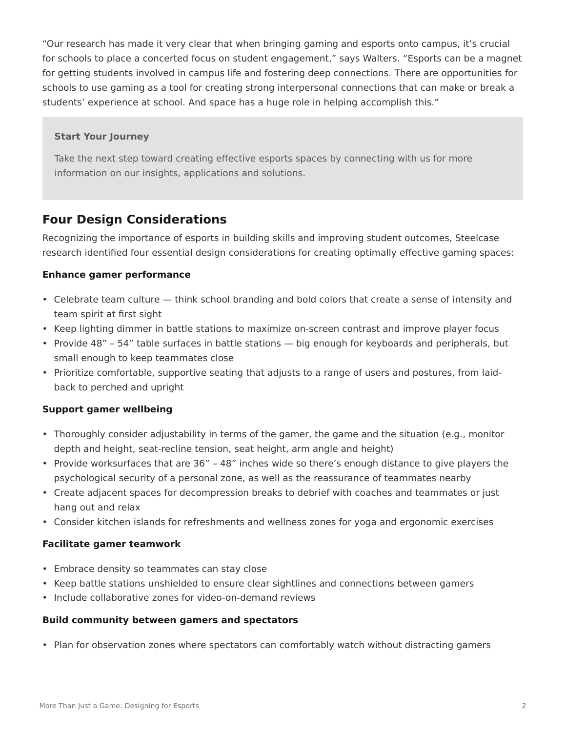"Our research has made it very clear that when bringing gaming and esports onto campus, it's crucial for schools to place a concerted focus on student engagement," says Walters. "Esports can be a magnet for getting students involved in campus life and fostering deep connections. There are opportunities for schools to use gaming as a tool for creating strong interpersonal connections that can make or break a students' experience at school. And space has a huge role in helping accomplish this."

**Start Your Journey**

Take the next step toward creating effective esports spaces by connecting with us for more information on our insights, applications and solutions.

## Four Design Considerations

Recognizing the importance of esports in building skills and improving student outcomes, Steelcase research identified four essential design considerations for creating optimally effective gaming spaces:

**Enhance gamer performance**

- Celebrate team culture — think school branding and bold colors that create a sense of intensity and team spirit at first sight
- Keep lighting dimmer in battle stations to maximize on-screen contrast and improve player focus
- Provide 48" – 54" table surfaces in battle stations — big enough for keyboards and peripherals, but small enough to keep teammates close
- Prioritize comfortable, supportive seating that adjusts to a range of users and postures, from laid-back to perched and upright

**Support gamer wellbeing**

- Thoroughly consider adjustability in terms of the gamer, the game and the situation (e.g., monitor depth and height, seat-recline tension, seat height, arm angle and height)
- Provide worksurfaces that are 36" – 48" inches wide so there's enough distance to give players the psychological security of a personal zone, as well as the reassurance of teammates nearby
- Create adjacent spaces for decompression breaks to debrief with coaches and teammates or just hang out and relax
- Consider kitchen islands for refreshments and wellness zones for yoga and ergonomic exercises

**Facilitate gamer teamwork**

- Embrace density so teammates can stay close
- Keep battle stations unshielded to ensure clear sightlines and connections between gamers
- Include collaborative zones for video-on-demand reviews

**Build community between gamers and spectators**

- Plan for observation zones where spectators can comfortably watch without distracting gamers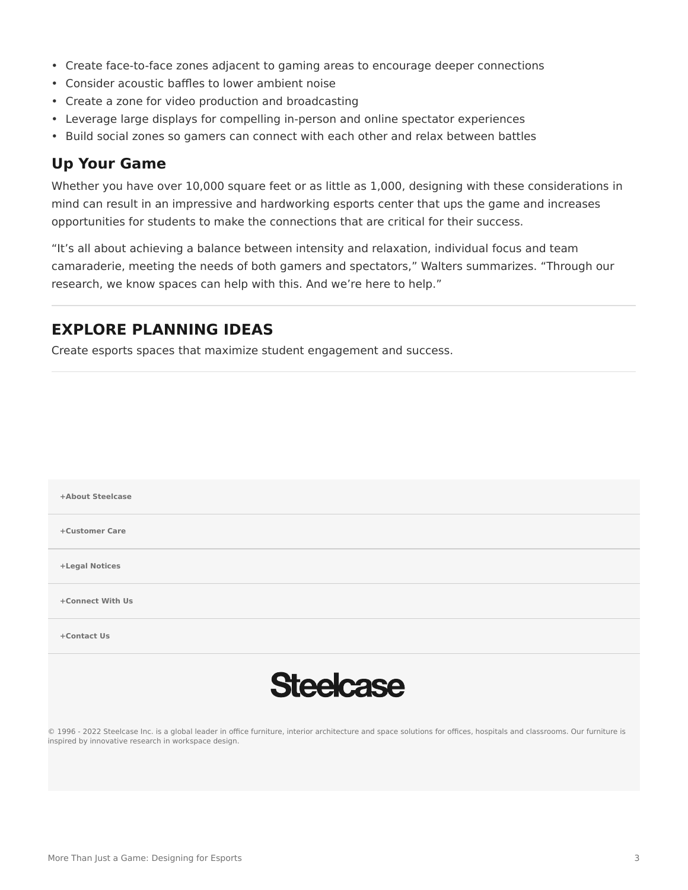- Create face-to-face zones adjacent to gaming areas to encourage deeper connections
- Consider acoustic baffles to lower ambient noise
- Create a zone for video production and broadcasting
- Leverage large displays for compelling in-person and online spectator experiences
- Build social zones so gamers can connect with each other and relax between battles

## Up Your Game

Whether you have over 10,000 square feet or as little as 1,000, designing with these considerations in mind can result in an impressive and hardworking esports center that ups the game and increases opportunities for students to make the connections that are critical for their success.

"It's all about achieving a balance between intensity and relaxation, individual focus and team camaraderie, meeting the needs of both gamers and spectators," Walters summarizes. "Through our research, we know spaces can help with this. And we're here to help."

---

## EXPLORE PLANNING IDEAS

Create esports spaces that maximize student engagement and success.

---

**+About Steelcase**

**+Customer Care**

**+Legal Notices**

**+Connect With Us**

**+Contact Us**

Steelcase

© 1996 - 2022 Steelcase Inc. is a global leader in office furniture, interior architecture and space solutions for offices, hospitals and classrooms. Our furniture is inspired by innovative research in workspace design.